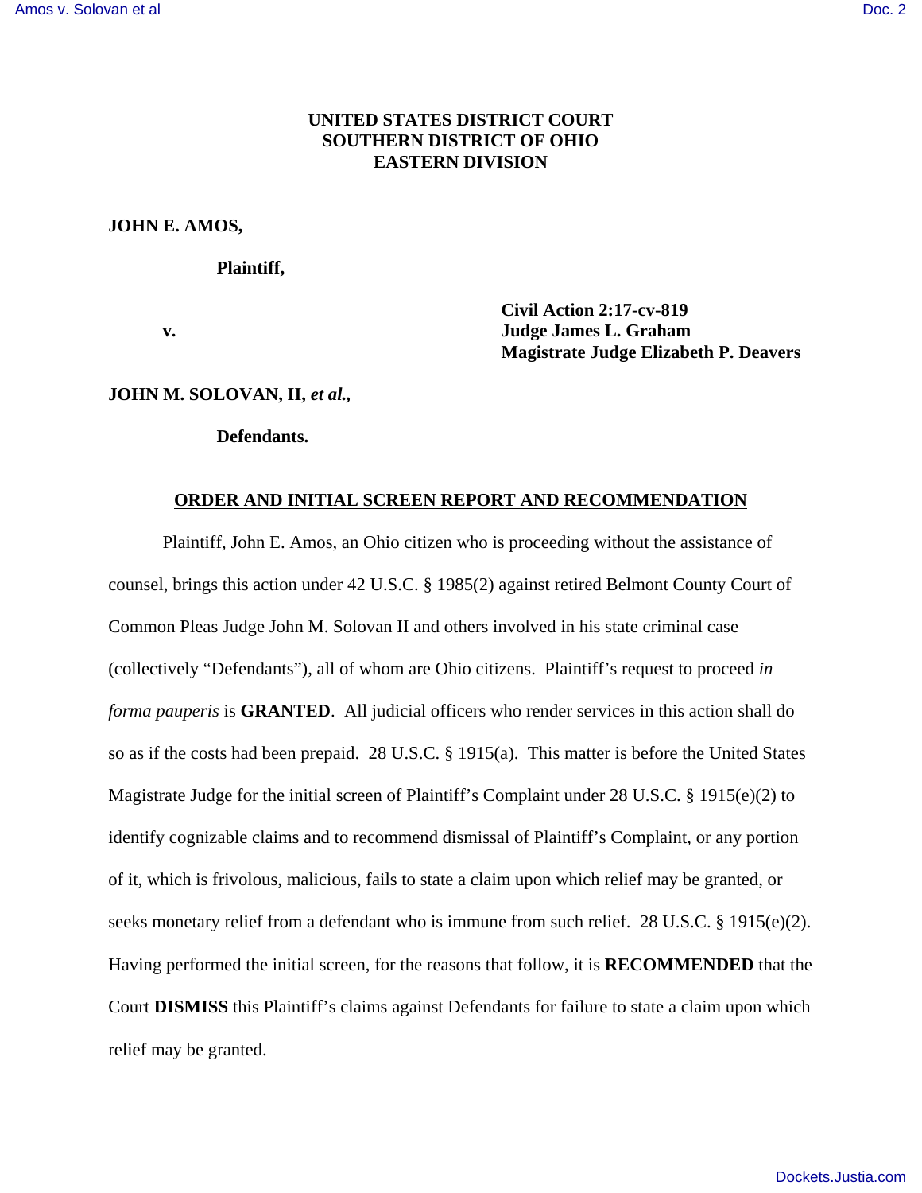**UNITED STATES DISTRICT COURT**
**SOUTHERN DISTRICT OF OHIO**
**EASTERN DIVISION**

**JOHN E. AMOS,**

**Plaintiff,**

**v.**

**Civil Action 2:17-cv-819**
**Judge James L. Graham**
**Magistrate Judge Elizabeth P. Deavers**

**JOHN M. SOLOVAN, II, *et al.*,**

**Defendants.**

**ORDER AND INITIAL SCREEN REPORT AND RECOMMENDATION**

Plaintiff, John E. Amos, an Ohio citizen who is proceeding without the assistance of counsel, brings this action under 42 U.S.C. § 1985(2) against retired Belmont County Court of Common Pleas Judge John M. Solovan II and others involved in his state criminal case (collectively "Defendants"), all of whom are Ohio citizens. Plaintiff's request to proceed *in forma pauperis* is **GRANTED**. All judicial officers who render services in this action shall do so as if the costs had been prepaid. 28 U.S.C. § 1915(a). This matter is before the United States Magistrate Judge for the initial screen of Plaintiff's Complaint under 28 U.S.C. § 1915(e)(2) to identify cognizable claims and to recommend dismissal of Plaintiff's Complaint, or any portion of it, which is frivolous, malicious, fails to state a claim upon which relief may be granted, or seeks monetary relief from a defendant who is immune from such relief. 28 U.S.C. § 1915(e)(2). Having performed the initial screen, for the reasons that follow, it is **RECOMMENDED** that the Court **DISMISS** this Plaintiff's claims against Defendants for failure to state a claim upon which relief may be granted.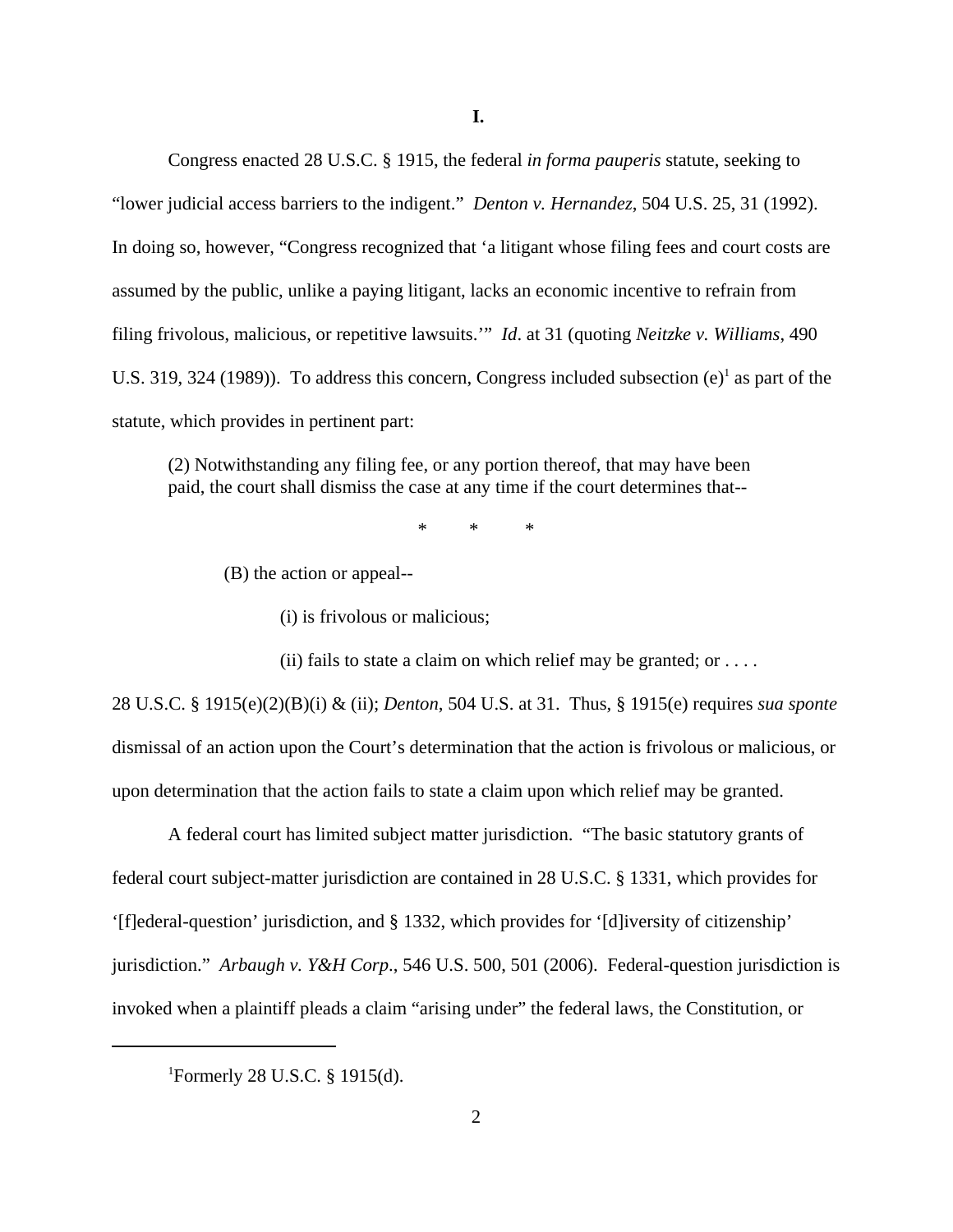# I.

Congress enacted 28 U.S.C. § 1915, the federal *in forma pauperis* statute, seeking to "lower judicial access barriers to the indigent." *Denton v. Hernandez*, 504 U.S. 25, 31 (1992). In doing so, however, "Congress recognized that 'a litigant whose filing fees and court costs are assumed by the public, unlike a paying litigant, lacks an economic incentive to refrain from filing frivolous, malicious, or repetitive lawsuits.'" *Id*. at 31 (quoting *Neitzke v. Williams*, 490 U.S. 319, 324 (1989)). To address this concern, Congress included subsection (e)[1] as part of the statute, which provides in pertinent part:

> (2) Notwithstanding any filing fee, or any portion thereof, that may have been paid, the court shall dismiss the case at any time if the court determines that--
>
> \* \* \*
>
> (B) the action or appeal--
>
> (i) is frivolous or malicious;
>
> (ii) fails to state a claim on which relief may be granted; or . . . .

28 U.S.C. § 1915(e)(2)(B)(i) & (ii); *Denton*, 504 U.S. at 31. Thus, § 1915(e) requires *sua sponte* dismissal of an action upon the Court's determination that the action is frivolous or malicious, or upon determination that the action fails to state a claim upon which relief may be granted.

A federal court has limited subject matter jurisdiction. "The basic statutory grants of federal court subject-matter jurisdiction are contained in 28 U.S.C. § 1331, which provides for '[f]ederal-question' jurisdiction, and § 1332, which provides for '[d]iversity of citizenship' jurisdiction." *Arbaugh v. Y&H Corp*., 546 U.S. 500, 501 (2006). Federal-question jurisdiction is invoked when a plaintiff pleads a claim "arising under" the federal laws, the Constitution, or

[1] Formerly 28 U.S.C. § 1915(d).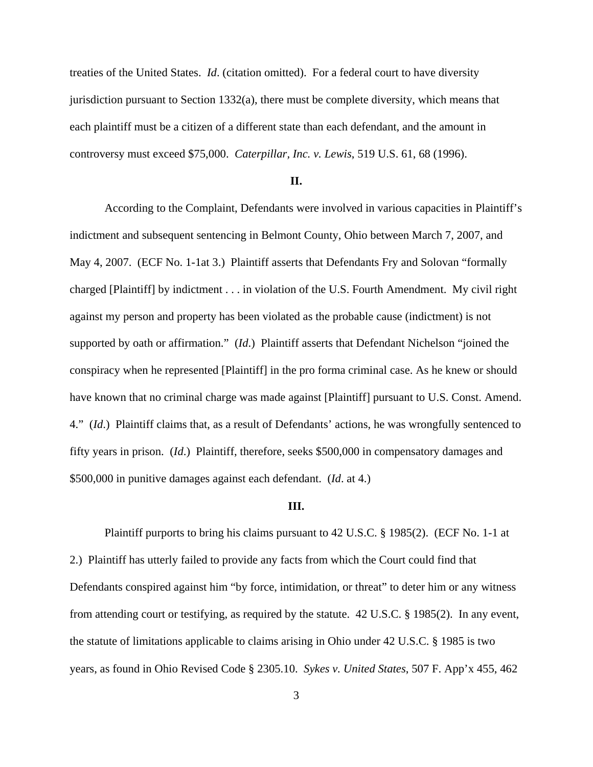treaties of the United States. *Id*. (citation omitted). For a federal court to have diversity jurisdiction pursuant to Section 1332(a), there must be complete diversity, which means that each plaintiff must be a citizen of a different state than each defendant, and the amount in controversy must exceed $75,000. *Caterpillar, Inc. v. Lewis*, 519 U.S. 61, 68 (1996).

**II.**

According to the Complaint, Defendants were involved in various capacities in Plaintiff's indictment and subsequent sentencing in Belmont County, Ohio between March 7, 2007, and May 4, 2007. (ECF No. 1-1at 3.) Plaintiff asserts that Defendants Fry and Solovan "formally charged [Plaintiff] by indictment . . . in violation of the U.S. Fourth Amendment. My civil right against my person and property has been violated as the probable cause (indictment) is not supported by oath or affirmation." (*Id*.) Plaintiff asserts that Defendant Nichelson "joined the conspiracy when he represented [Plaintiff] in the pro forma criminal case. As he knew or should have known that no criminal charge was made against [Plaintiff] pursuant to U.S. Const. Amend. 4." (*Id*.) Plaintiff claims that, as a result of Defendants' actions, he was wrongfully sentenced to fifty years in prison. (*Id*.) Plaintiff, therefore, seeks $500,000 in compensatory damages and $500,000 in punitive damages against each defendant. (*Id*. at 4.)

**III.**

Plaintiff purports to bring his claims pursuant to 42 U.S.C. § 1985(2). (ECF No. 1-1 at 2.) Plaintiff has utterly failed to provide any facts from which the Court could find that Defendants conspired against him "by force, intimidation, or threat" to deter him or any witness from attending court or testifying, as required by the statute. 42 U.S.C. § 1985(2). In any event, the statute of limitations applicable to claims arising in Ohio under 42 U.S.C. § 1985 is two years, as found in Ohio Revised Code § 2305.10. *Sykes v. United States*, 507 F. App'x 455, 462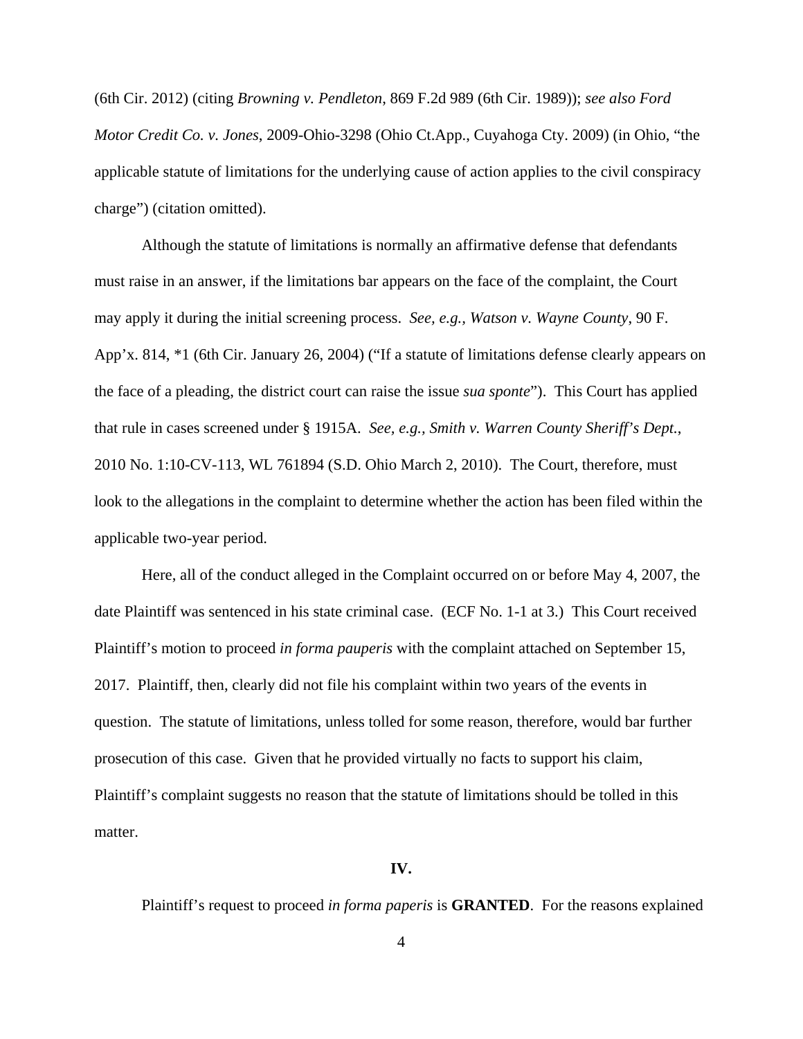(6th Cir. 2012) (citing *Browning v. Pendleton*, 869 F.2d 989 (6th Cir. 1989)); *see also Ford Motor Credit Co. v. Jones*, 2009-Ohio-3298 (Ohio Ct.App., Cuyahoga Cty. 2009) (in Ohio, "the applicable statute of limitations for the underlying cause of action applies to the civil conspiracy charge") (citation omitted).

Although the statute of limitations is normally an affirmative defense that defendants must raise in an answer, if the limitations bar appears on the face of the complaint, the Court may apply it during the initial screening process. *See, e.g., Watson v. Wayne County*, 90 F. App'x. 814, *1 (6th Cir. January 26, 2004) ("If a statute of limitations defense clearly appears on the face of a pleading, the district court can raise the issue *sua sponte*"). This Court has applied that rule in cases screened under § 1915A. *See, e.g., Smith v. Warren County Sheriff's Dept.*, 2010 No. 1:10-CV-113, WL 761894 (S.D. Ohio March 2, 2010). The Court, therefore, must look to the allegations in the complaint to determine whether the action has been filed within the applicable two-year period.

Here, all of the conduct alleged in the Complaint occurred on or before May 4, 2007, the date Plaintiff was sentenced in his state criminal case. (ECF No. 1-1 at 3.) This Court received Plaintiff's motion to proceed *in forma pauperis* with the complaint attached on September 15, 2017. Plaintiff, then, clearly did not file his complaint within two years of the events in question. The statute of limitations, unless tolled for some reason, therefore, would bar further prosecution of this case. Given that he provided virtually no facts to support his claim, Plaintiff's complaint suggests no reason that the statute of limitations should be tolled in this matter.

## IV.

Plaintiff's request to proceed *in forma paperis* is **GRANTED**. For the reasons explained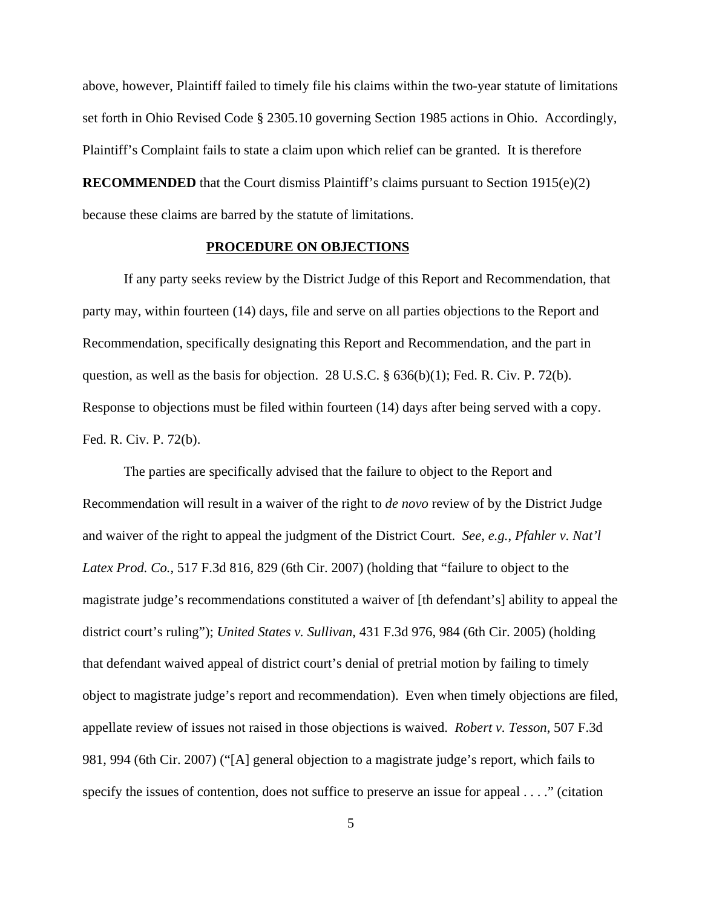above, however, Plaintiff failed to timely file his claims within the two-year statute of limitations set forth in Ohio Revised Code § 2305.10 governing Section 1985 actions in Ohio. Accordingly, Plaintiff's Complaint fails to state a claim upon which relief can be granted. It is therefore **RECOMMENDED** that the Court dismiss Plaintiff's claims pursuant to Section 1915(e)(2) because these claims are barred by the statute of limitations.

## PROCEDURE ON OBJECTIONS

If any party seeks review by the District Judge of this Report and Recommendation, that party may, within fourteen (14) days, file and serve on all parties objections to the Report and Recommendation, specifically designating this Report and Recommendation, and the part in question, as well as the basis for objection. 28 U.S.C. § 636(b)(1); Fed. R. Civ. P. 72(b). Response to objections must be filed within fourteen (14) days after being served with a copy. Fed. R. Civ. P. 72(b).

The parties are specifically advised that the failure to object to the Report and Recommendation will result in a waiver of the right to *de novo* review of by the District Judge and waiver of the right to appeal the judgment of the District Court. *See, e.g.*, *Pfahler v. Nat'l Latex Prod. Co.*, 517 F.3d 816, 829 (6th Cir. 2007) (holding that "failure to object to the magistrate judge's recommendations constituted a waiver of [th defendant's] ability to appeal the district court's ruling"); *United States v. Sullivan*, 431 F.3d 976, 984 (6th Cir. 2005) (holding that defendant waived appeal of district court's denial of pretrial motion by failing to timely object to magistrate judge's report and recommendation). Even when timely objections are filed, appellate review of issues not raised in those objections is waived. *Robert v. Tesson*, 507 F.3d 981, 994 (6th Cir. 2007) ("[A] general objection to a magistrate judge's report, which fails to specify the issues of contention, does not suffice to preserve an issue for appeal . . . ." (citation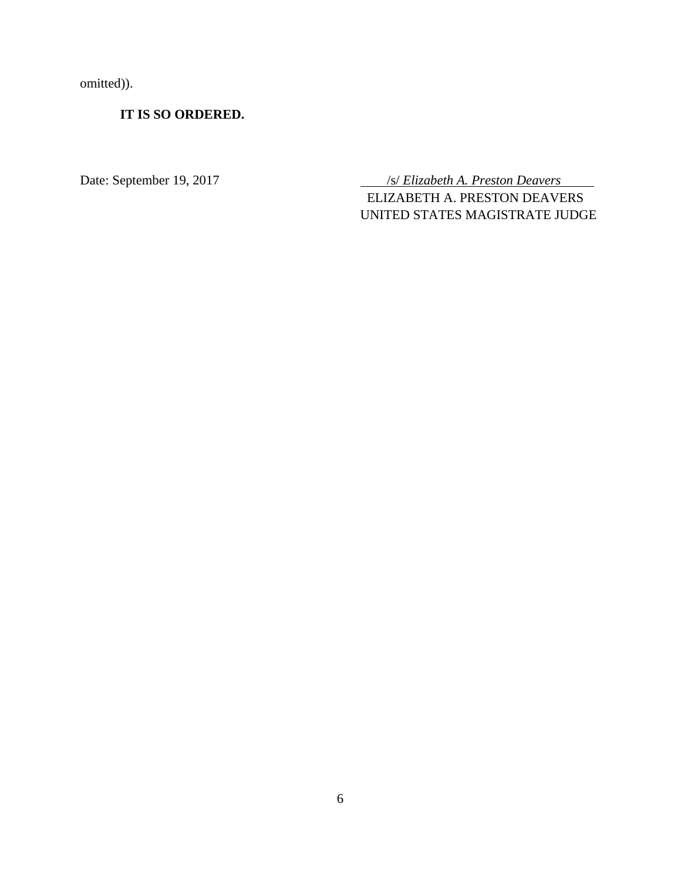omitted)).

**IT IS SO ORDERED.**

Date: September 19, 2017

/s/ *Elizabeth A. Preston Deavers*
ELIZABETH A. PRESTON DEAVERS
UNITED STATES MAGISTRATE JUDGE